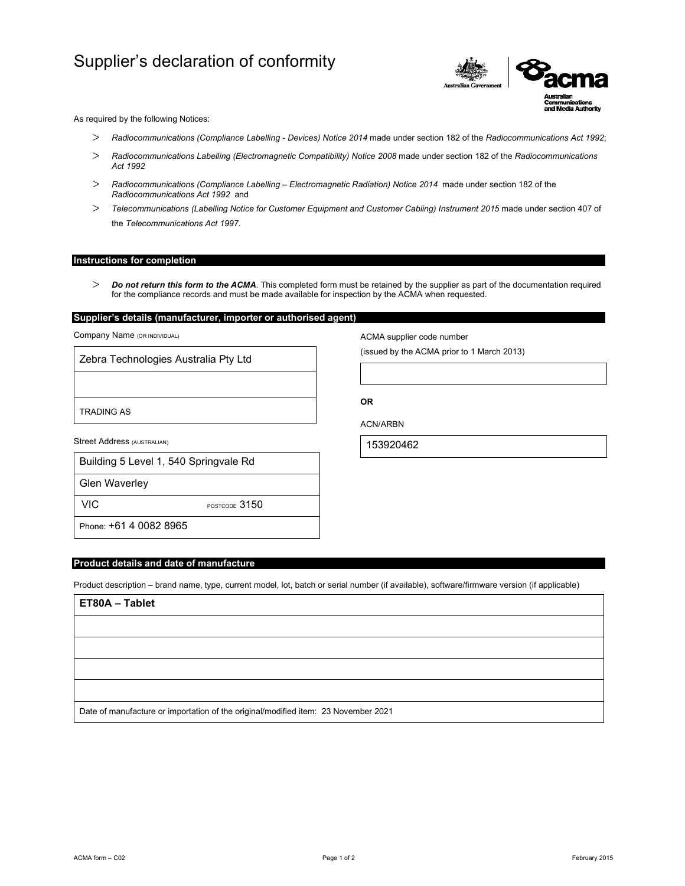# Supplier's declaration of conformity

As required by the following Notices:

- *Radiocommunications (Compliance Labelling - Devices) Notice 2014* made under section 182 of the *Radiocommunications Act 1992*;
- *Radiocommunications Labelling (Electromagnetic Compatibility) Notice 2008* made under section 182 of the *Radiocommunications Act 1992*
- *Radiocommunications (Compliance Labelling – Electromagnetic Radiation) Notice 2014* made under section 182 of the *Radiocommunications Act 1992* and
- *Telecommunications (Labelling Notice for Customer Equipment and Customer Cabling) Instrument 2015* made under section 407 of the *Telecommunications Act 1997*.

## Instructions for completion

- ***Do not return this form to the ACMA***. This completed form must be retained by the supplier as part of the documentation required for the compliance records and must be made available for inspection by the ACMA when requested.

## Supplier's details (manufacturer, importer or authorised agent)

Company Name (OR INDIVIDUAL)

Zebra Technologies Australia Pty Ltd

TRADING AS

Street Address (AUSTRALIAN)

Building 5 Level 1, 540 Springvale Rd

Glen Waverley

VIC POSTCODE 3150

Phone: +61 4 0082 8965

ACMA supplier code number

(issued by the ACMA prior to 1 March 2013)

**OR**

ACN/ARBN

153920462

## Product details and date of manufacture

Product description – brand name, type, current model, lot, batch or serial number (if available), software/firmware version (if applicable)

**ET80A – Tablet**

Date of manufacture or importation of the original/modified item: 23 November 2021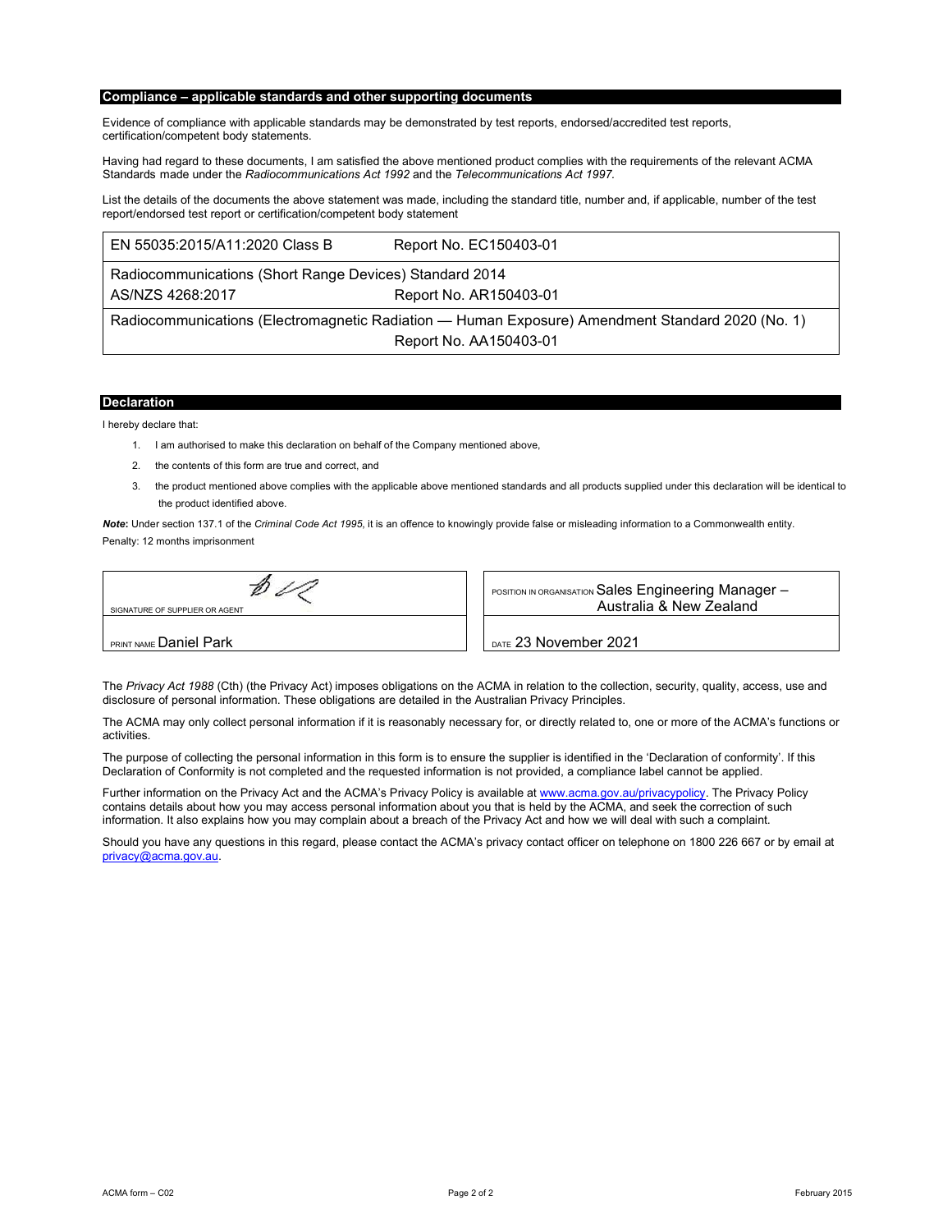## Compliance – applicable standards and other supporting documents

Evidence of compliance with applicable standards may be demonstrated by test reports, endorsed/accredited test reports, certification/competent body statements.

Having had regard to these documents, I am satisfied the above mentioned product complies with the requirements of the relevant ACMA Standards made under the *Radiocommunications Act 1992* and the *Telecommunications Act 1997.*

List the details of the documents the above statement was made, including the standard title, number and, if applicable, number of the test report/endorsed test report or certification/competent body statement

| | |
|---|---|
| EN 55035:2015/A11:2020 Class B | Report No. EC150403-01 |
| Radiocommunications (Short Range Devices) Standard 2014<br>AS/NZS 4268:2017 | Report No. AR150403-01 |
| Radiocommunications (Electromagnetic Radiation — Human Exposure) Amendment Standard 2020 (No. 1) | Report No. AA150403-01 |

## Declaration

I hereby declare that:

1. I am authorised to make this declaration on behalf of the Company mentioned above,
2. the contents of this form are true and correct, and
3. the product mentioned above complies with the applicable above mentioned standards and all products supplied under this declaration will be identical to the product identified above.

***Note***: Under section 137.1 of the *Criminal Code Act 1995*, it is an offence to knowingly provide false or misleading information to a Commonwealth entity. Penalty: 12 months imprisonment

| | |
|---|---|
| SIGNATURE OF SUPPLIER OR AGENT | POSITION IN ORGANISATION Sales Engineering Manager – Australia & New Zealand |
| PRINT NAME Daniel Park | DATE 23 November 2021 |

The *Privacy Act 1988* (Cth) (the Privacy Act) imposes obligations on the ACMA in relation to the collection, security, quality, access, use and disclosure of personal information. These obligations are detailed in the Australian Privacy Principles.

The ACMA may only collect personal information if it is reasonably necessary for, or directly related to, one or more of the ACMA's functions or activities.

The purpose of collecting the personal information in this form is to ensure the supplier is identified in the 'Declaration of conformity'. If this Declaration of Conformity is not completed and the requested information is not provided, a compliance label cannot be applied.

Further information on the Privacy Act and the ACMA's Privacy Policy is available at www.acma.gov.au/privacypolicy. The Privacy Policy contains details about how you may access personal information about you that is held by the ACMA, and seek the correction of such information. It also explains how you may complain about a breach of the Privacy Act and how we will deal with such a complaint.

Should you have any questions in this regard, please contact the ACMA's privacy contact officer on telephone on 1800 226 667 or by email at privacy@acma.gov.au.

ACMA form – C02 February 2015